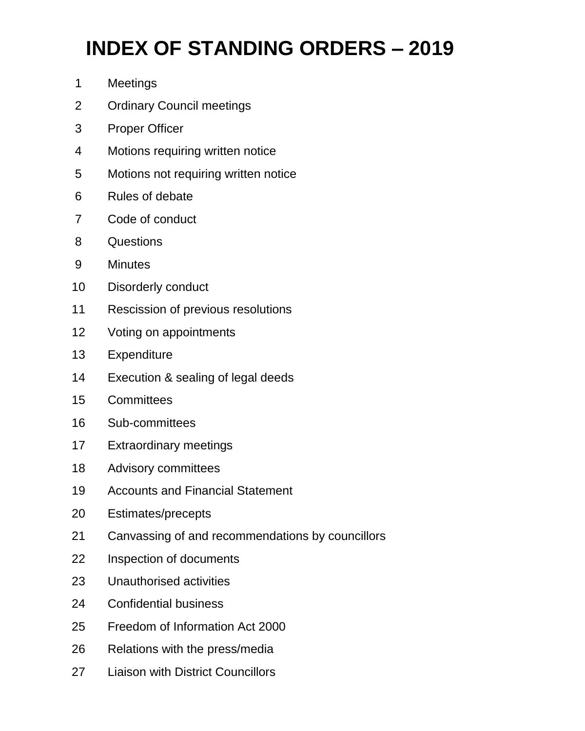# INDEX OF STANDING ORDERS – 2019

1 Meetings

2 Ordinary Council meetings

3 Proper Officer

4 Motions requiring written notice

5 Motions not requiring written notice

6 Rules of debate

7 Code of conduct

8 Questions

9 Minutes

10 Disorderly conduct

11 Rescission of previous resolutions

12 Voting on appointments

13 Expenditure

14 Execution & sealing of legal deeds

15 Committees

16 Sub-committees

17 Extraordinary meetings

18 Advisory committees

19 Accounts and Financial Statement

20 Estimates/precepts

21 Canvassing of and recommendations by councillors

22 Inspection of documents

23 Unauthorised activities

24 Confidential business

25 Freedom of Information Act 2000

26 Relations with the press/media

27 Liaison with District Councillors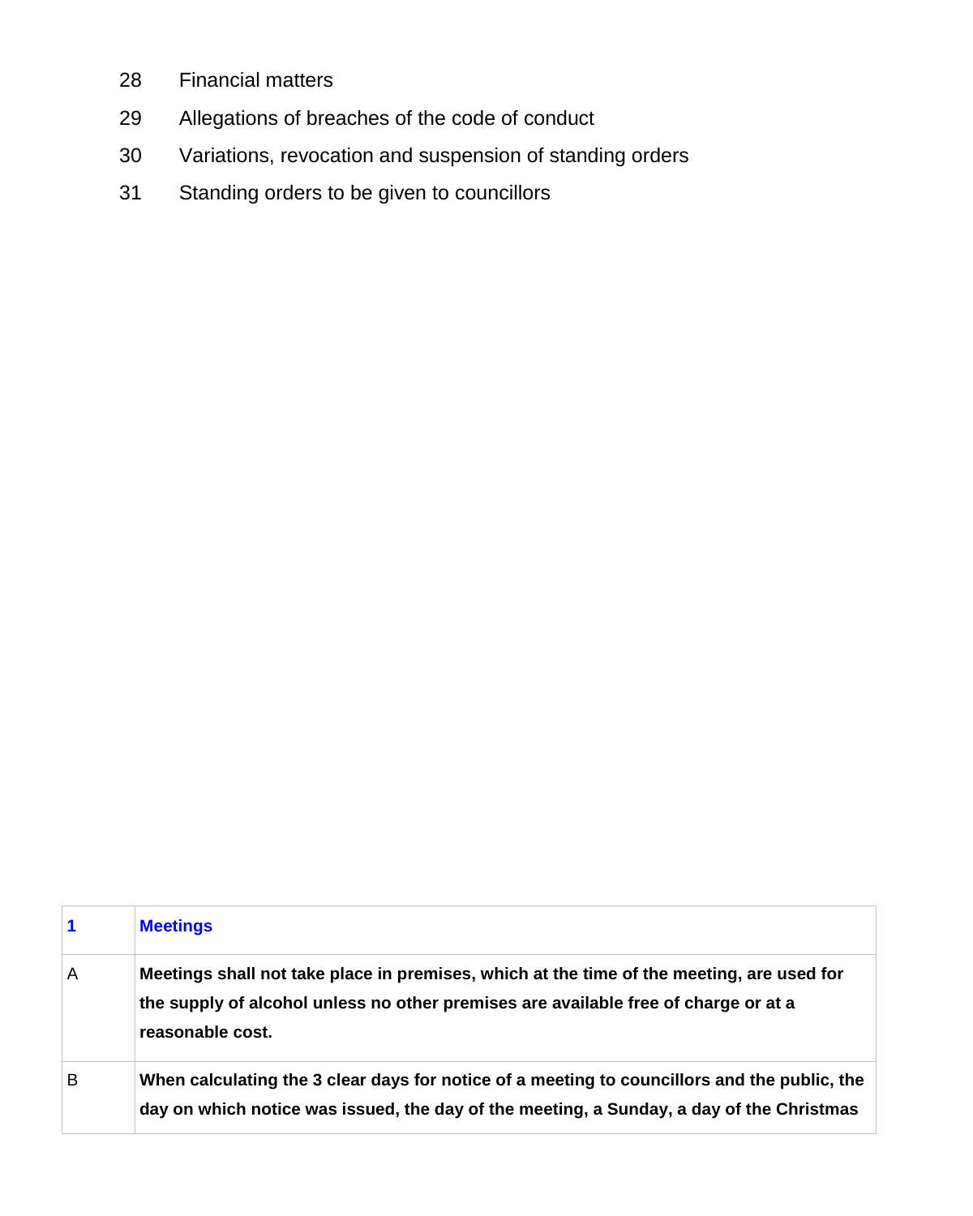28 Financial matters

29 Allegations of breaches of the code of conduct

30 Variations, revocation and suspension of standing orders

31 Standing orders to be given to councillors

| | |
|---|---|
| **1** | **Meetings** |
| A | **Meetings shall not take place in premises, which at the time of the meeting, are used for the supply of alcohol unless no other premises are available free of charge or at a reasonable cost.** |
| B | **When calculating the 3 clear days for notice of a meeting to councillors and the public, the day on which notice was issued, the day of the meeting, a Sunday, a day of the Christmas** |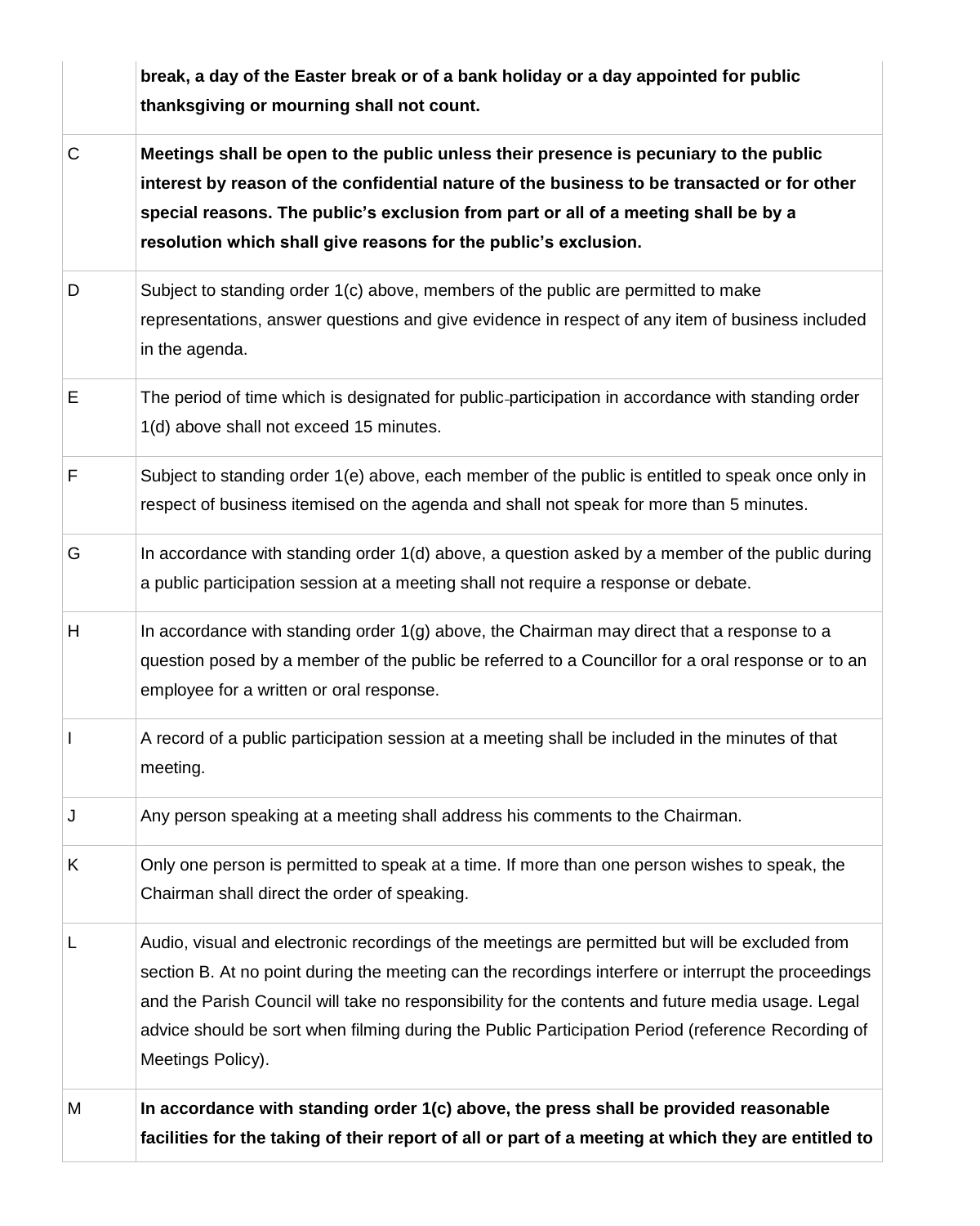| | |
|---|---|
| | **break, a day of the Easter break or of a bank holiday or a day appointed for public thanksgiving or mourning shall not count.** |
| C | **Meetings shall be open to the public unless their presence is pecuniary to the public interest by reason of the confidential nature of the business to be transacted or for other special reasons. The public's exclusion from part or all of a meeting shall be by a resolution which shall give reasons for the public's exclusion.** |
| D | Subject to standing order 1(c) above, members of the public are permitted to make representations, answer questions and give evidence in respect of any item of business included in the agenda. |
| E | The period of time which is designated for public-participation in accordance with standing order 1(d) above shall not exceed 15 minutes. |
| F | Subject to standing order 1(e) above, each member of the public is entitled to speak once only in respect of business itemised on the agenda and shall not speak for more than 5 minutes. |
| G | In accordance with standing order 1(d) above, a question asked by a member of the public during a public participation session at a meeting shall not require a response or debate. |
| H | In accordance with standing order 1(g) above, the Chairman may direct that a response to a question posed by a member of the public be referred to a Councillor for a oral response or to an employee for a written or oral response. |
| I | A record of a public participation session at a meeting shall be included in the minutes of that meeting. |
| J | Any person speaking at a meeting shall address his comments to the Chairman. |
| K | Only one person is permitted to speak at a time. If more than one person wishes to speak, the Chairman shall direct the order of speaking. |
| L | Audio, visual and electronic recordings of the meetings are permitted but will be excluded from section B. At no point during the meeting can the recordings interfere or interrupt the proceedings and the Parish Council will take no responsibility for the contents and future media usage. Legal advice should be sort when filming during the Public Participation Period (reference Recording of Meetings Policy). |
| M | **In accordance with standing order 1(c) above, the press shall be provided reasonable facilities for the taking of their report of all or part of a meeting at which they are entitled to** |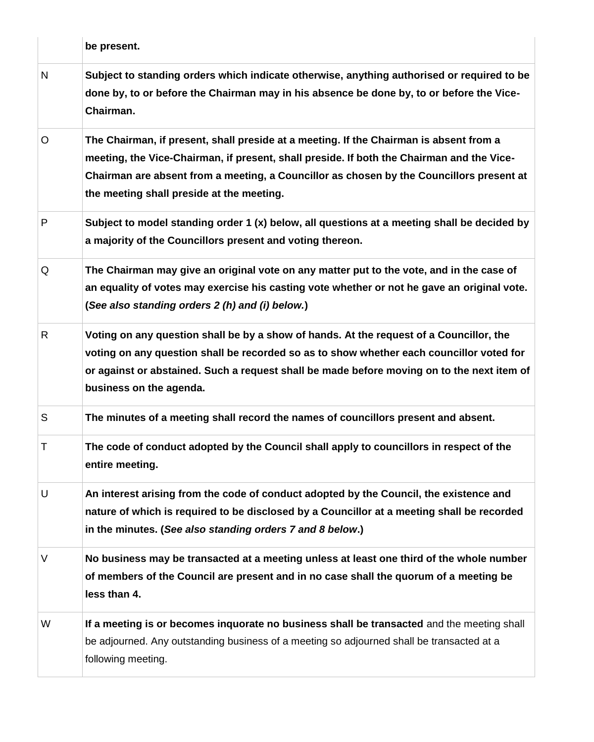| | |
|---|---|
| | **be present.** |
| N | **Subject to standing orders which indicate otherwise, anything authorised or required to be done by, to or before the Chairman may in his absence be done by, to or before the Vice-Chairman.** |
| O | **The Chairman, if present, shall preside at a meeting. If the Chairman is absent from a meeting, the Vice-Chairman, if present, shall preside. If both the Chairman and the Vice-Chairman are absent from a meeting, a Councillor as chosen by the Councillors present at the meeting shall preside at the meeting.** |
| P | **Subject to model standing order 1 (x) below, all questions at a meeting shall be decided by a majority of the Councillors present and voting thereon.** |
| Q | **The Chairman may give an original vote on any matter put to the vote, and in the case of an equality of votes may exercise his casting vote whether or not he gave an original vote. (*See also standing orders 2 (h) and (i) below.*)** |
| R | **Voting on any question shall be by a show of hands. At the request of a Councillor, the voting on any question shall be recorded so as to show whether each councillor voted for or against or abstained. Such a request shall be made before moving on to the next item of business on the agenda.** |
| S | **The minutes of a meeting shall record the names of councillors present and absent.** |
| T | **The code of conduct adopted by the Council shall apply to councillors in respect of the entire meeting.** |
| U | **An interest arising from the code of conduct adopted by the Council, the existence and nature of which is required to be disclosed by a Councillor at a meeting shall be recorded in the minutes. (*See also standing orders 7 and 8 below*.)** |
| V | **No business may be transacted at a meeting unless at least one third of the whole number of members of the Council are present and in no case shall the quorum of a meeting be less than 4.** |
| W | **If a meeting is or becomes inquorate no business shall be transacted** and the meeting shall be adjourned. Any outstanding business of a meeting so adjourned shall be transacted at a following meeting. |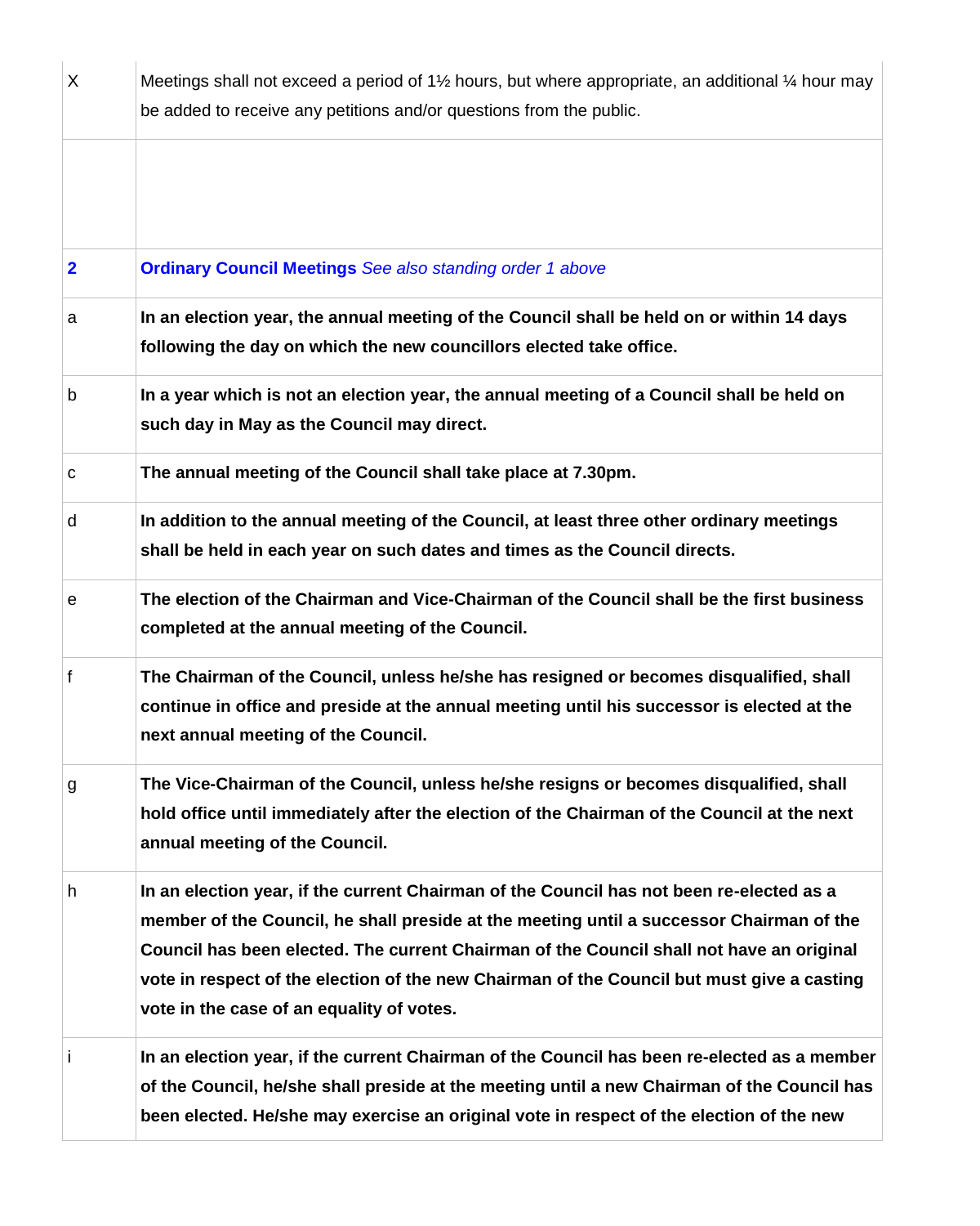| | |
|---|---|
| X | Meetings shall not exceed a period of 1½ hours, but where appropriate, an additional ¼ hour may be added to receive any petitions and/or questions from the public. |
| | |
| **2** | **Ordinary Council Meetings** *See also standing order 1 above* |
| a | **In an election year, the annual meeting of the Council shall be held on or within 14 days following the day on which the new councillors elected take office.** |
| b | **In a year which is not an election year, the annual meeting of a Council shall be held on such day in May as the Council may direct.** |
| c | **The annual meeting of the Council shall take place at 7.30pm.** |
| d | **In addition to the annual meeting of the Council, at least three other ordinary meetings shall be held in each year on such dates and times as the Council directs.** |
| e | **The election of the Chairman and Vice-Chairman of the Council shall be the first business completed at the annual meeting of the Council.** |
| f | **The Chairman of the Council, unless he/she has resigned or becomes disqualified, shall continue in office and preside at the annual meeting until his successor is elected at the next annual meeting of the Council.** |
| g | **The Vice-Chairman of the Council, unless he/she resigns or becomes disqualified, shall hold office until immediately after the election of the Chairman of the Council at the next annual meeting of the Council.** |
| h | **In an election year, if the current Chairman of the Council has not been re-elected as a member of the Council, he shall preside at the meeting until a successor Chairman of the Council has been elected. The current Chairman of the Council shall not have an original vote in respect of the election of the new Chairman of the Council but must give a casting vote in the case of an equality of votes.** |
| i | **In an election year, if the current Chairman of the Council has been re-elected as a member of the Council, he/she shall preside at the meeting until a new Chairman of the Council has been elected. He/she may exercise an original vote in respect of the election of the new** |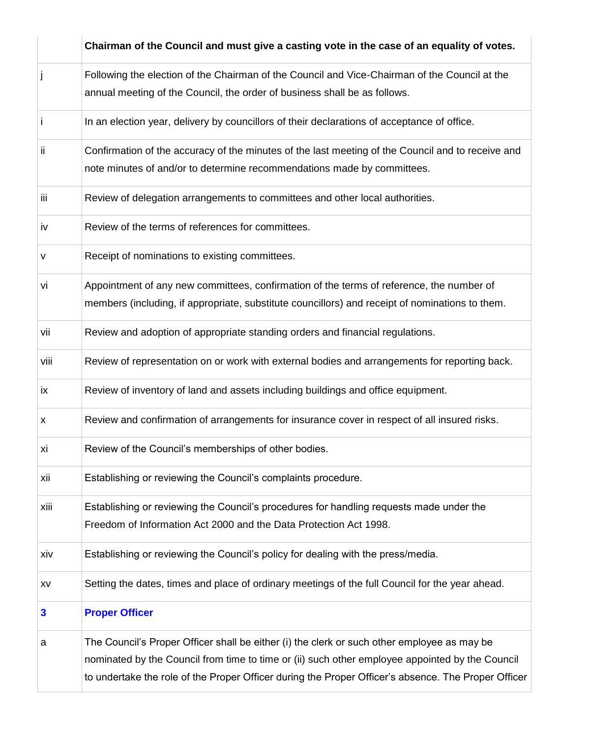| | |
|---|---|
| | **Chairman of the Council and must give a casting vote in the case of an equality of votes.** |
| j | Following the election of the Chairman of the Council and Vice-Chairman of the Council at the annual meeting of the Council, the order of business shall be as follows. |
| i | In an election year, delivery by councillors of their declarations of acceptance of office. |
| ii | Confirmation of the accuracy of the minutes of the last meeting of the Council and to receive and note minutes of and/or to determine recommendations made by committees. |
| iii | Review of delegation arrangements to committees and other local authorities. |
| iv | Review of the terms of references for committees. |
| v | Receipt of nominations to existing committees. |
| vi | Appointment of any new committees, confirmation of the terms of reference, the number of members (including, if appropriate, substitute councillors) and receipt of nominations to them. |
| vii | Review and adoption of appropriate standing orders and financial regulations. |
| viii | Review of representation on or work with external bodies and arrangements for reporting back. |
| ix | Review of inventory of land and assets including buildings and office equipment. |
| x | Review and confirmation of arrangements for insurance cover in respect of all insured risks. |
| xi | Review of the Council's memberships of other bodies. |
| xii | Establishing or reviewing the Council's complaints procedure. |
| xiii | Establishing or reviewing the Council's procedures for handling requests made under the Freedom of Information Act 2000 and the Data Protection Act 1998. |
| xiv | Establishing or reviewing the Council's policy for dealing with the press/media. |
| xv | Setting the dates, times and place of ordinary meetings of the full Council for the year ahead. |
| **3** | **Proper Officer** |
| a | The Council's Proper Officer shall be either (i) the clerk or such other employee as may be nominated by the Council from time to time or (ii) such other employee appointed by the Council to undertake the role of the Proper Officer during the Proper Officer's absence. The Proper Officer |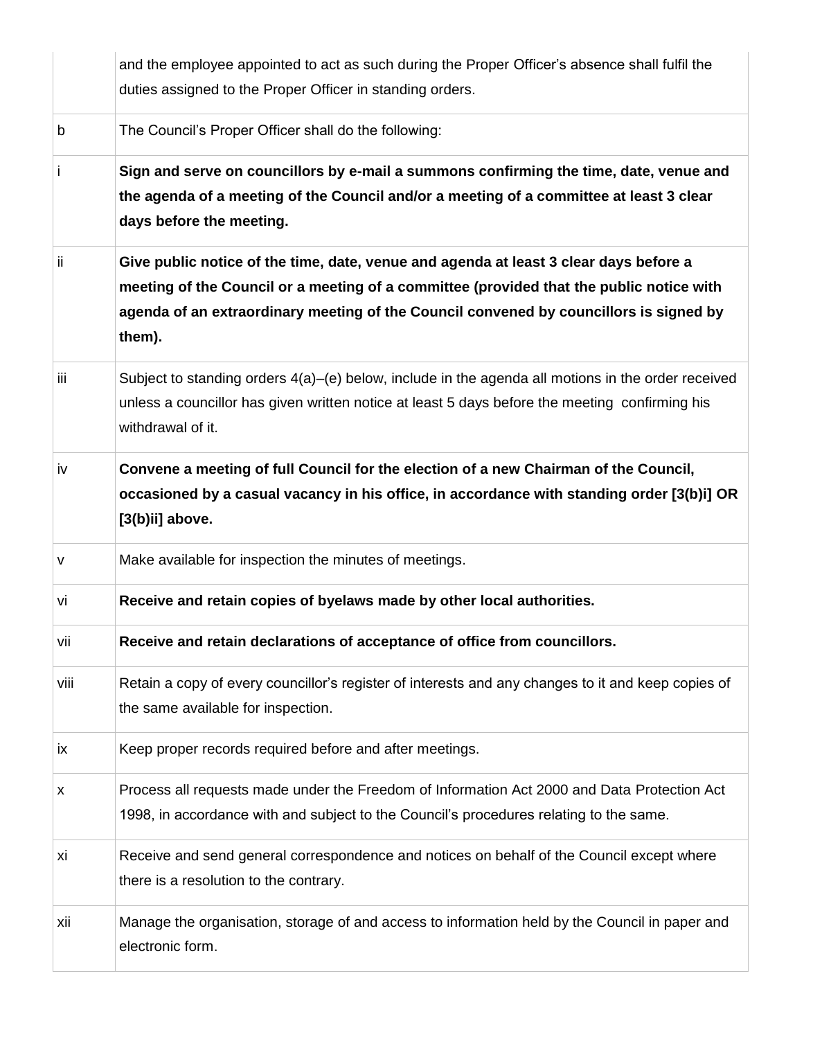| | |
|---|---|
| | and the employee appointed to act as such during the Proper Officer's absence shall fulfil the duties assigned to the Proper Officer in standing orders. |
| b | The Council's Proper Officer shall do the following: |
| i | **Sign and serve on councillors by e-mail a summons confirming the time, date, venue and the agenda of a meeting of the Council and/or a meeting of a committee at least 3 clear days before the meeting.** |
| ii | **Give public notice of the time, date, venue and agenda at least 3 clear days before a meeting of the Council or a meeting of a committee (provided that the public notice with agenda of an extraordinary meeting of the Council convened by councillors is signed by them).** |
| iii | Subject to standing orders 4(a)–(e) below, include in the agenda all motions in the order received unless a councillor has given written notice at least 5 days before the meeting confirming his withdrawal of it. |
| iv | **Convene a meeting of full Council for the election of a new Chairman of the Council, occasioned by a casual vacancy in his office, in accordance with standing order [3(b)i] OR [3(b)ii] above.** |
| v | Make available for inspection the minutes of meetings. |
| vi | **Receive and retain copies of byelaws made by other local authorities.** |
| vii | **Receive and retain declarations of acceptance of office from councillors.** |
| viii | Retain a copy of every councillor's register of interests and any changes to it and keep copies of the same available for inspection. |
| ix | Keep proper records required before and after meetings. |
| x | Process all requests made under the Freedom of Information Act 2000 and Data Protection Act 1998, in accordance with and subject to the Council's procedures relating to the same. |
| xi | Receive and send general correspondence and notices on behalf of the Council except where there is a resolution to the contrary. |
| xii | Manage the organisation, storage of and access to information held by the Council in paper and electronic form. |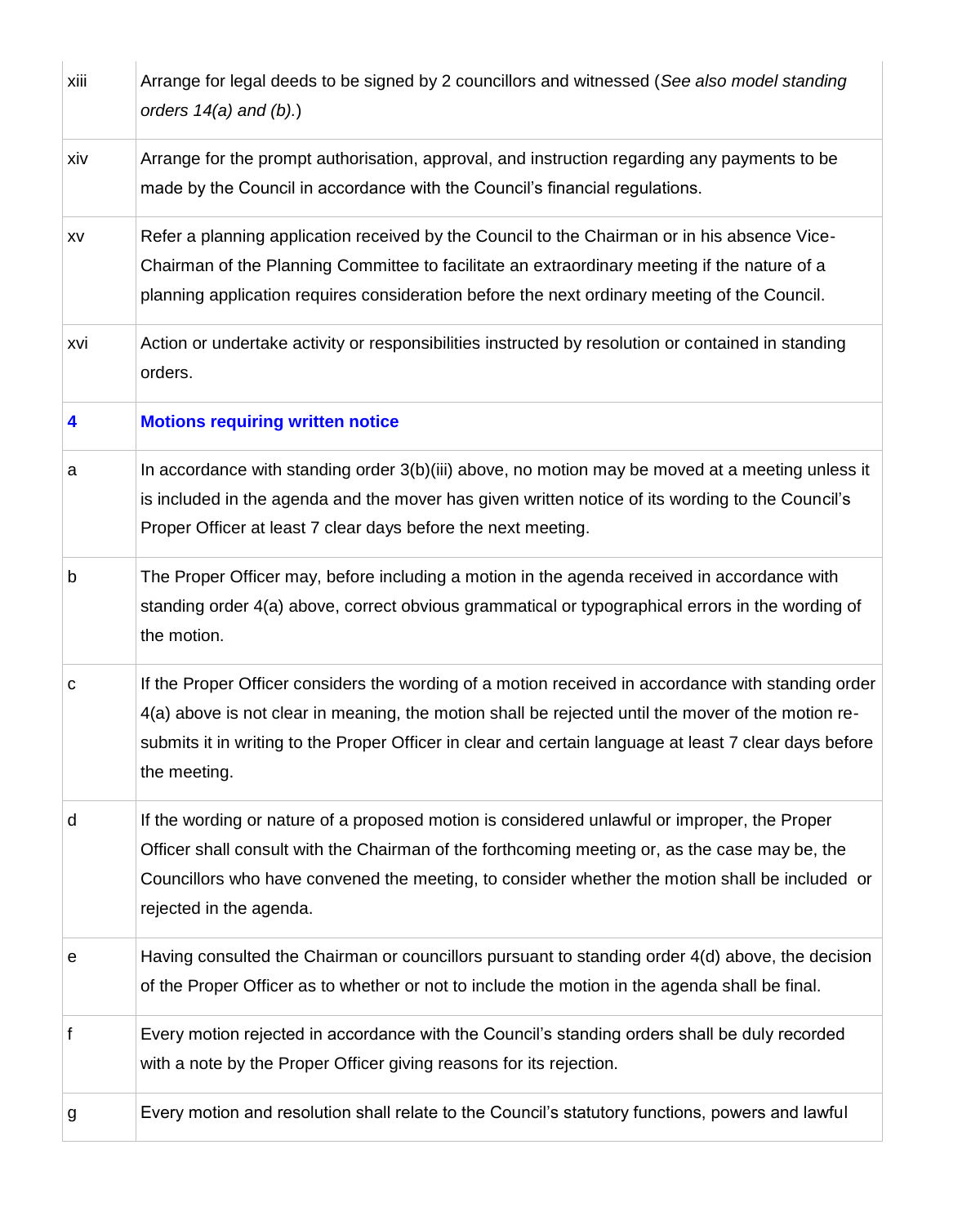| | |
|---|---|
| xiii | Arrange for legal deeds to be signed by 2 councillors and witnessed (*See also model standing orders 14(a) and (b).*) |
| xiv | Arrange for the prompt authorisation, approval, and instruction regarding any payments to be made by the Council in accordance with the Council's financial regulations. |
| xv | Refer a planning application received by the Council to the Chairman or in his absence Vice-Chairman of the Planning Committee to facilitate an extraordinary meeting if the nature of a planning application requires consideration before the next ordinary meeting of the Council. |
| xvi | Action or undertake activity or responsibilities instructed by resolution or contained in standing orders. |
| **4** | **Motions requiring written notice** |
| a | In accordance with standing order 3(b)(iii) above, no motion may be moved at a meeting unless it is included in the agenda and the mover has given written notice of its wording to the Council's Proper Officer at least 7 clear days before the next meeting. |
| b | The Proper Officer may, before including a motion in the agenda received in accordance with standing order 4(a) above, correct obvious grammatical or typographical errors in the wording of the motion. |
| c | If the Proper Officer considers the wording of a motion received in accordance with standing order 4(a) above is not clear in meaning, the motion shall be rejected until the mover of the motion re-submits it in writing to the Proper Officer in clear and certain language at least 7 clear days before the meeting. |
| d | If the wording or nature of a proposed motion is considered unlawful or improper, the Proper Officer shall consult with the Chairman of the forthcoming meeting or, as the case may be, the Councillors who have convened the meeting, to consider whether the motion shall be included or rejected in the agenda. |
| e | Having consulted the Chairman or councillors pursuant to standing order 4(d) above, the decision of the Proper Officer as to whether or not to include the motion in the agenda shall be final. |
| f | Every motion rejected in accordance with the Council's standing orders shall be duly recorded with a note by the Proper Officer giving reasons for its rejection. |
| g | Every motion and resolution shall relate to the Council's statutory functions, powers and lawful |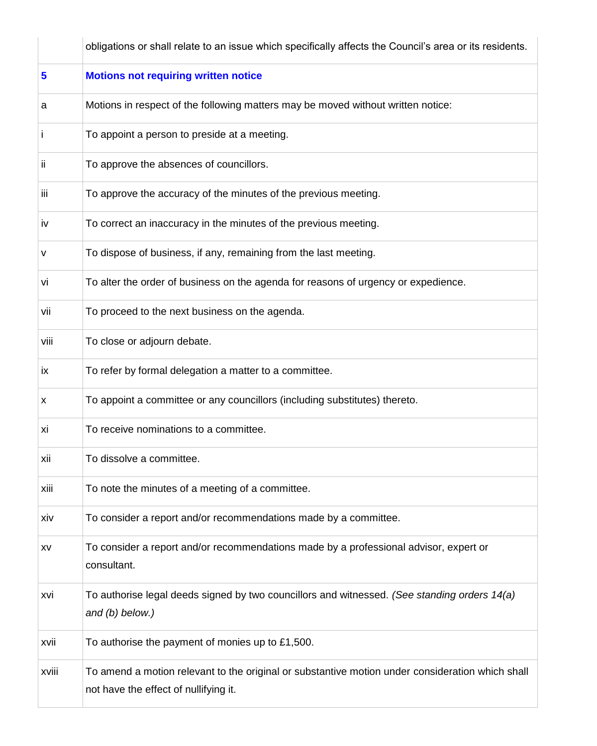| | |
|---|---|
| | obligations or shall relate to an issue which specifically affects the Council's area or its residents. |
| **5** | **Motions not requiring written notice** |
| a | Motions in respect of the following matters may be moved without written notice: |
| i | To appoint a person to preside at a meeting. |
| ii | To approve the absences of councillors. |
| iii | To approve the accuracy of the minutes of the previous meeting. |
| iv | To correct an inaccuracy in the minutes of the previous meeting. |
| v | To dispose of business, if any, remaining from the last meeting. |
| vi | To alter the order of business on the agenda for reasons of urgency or expedience. |
| vii | To proceed to the next business on the agenda. |
| viii | To close or adjourn debate. |
| ix | To refer by formal delegation a matter to a committee. |
| x | To appoint a committee or any councillors (including substitutes) thereto. |
| xi | To receive nominations to a committee. |
| xii | To dissolve a committee. |
| xiii | To note the minutes of a meeting of a committee. |
| xiv | To consider a report and/or recommendations made by a committee. |
| xv | To consider a report and/or recommendations made by a professional advisor, expert or consultant. |
| xvi | To authorise legal deeds signed by two councillors and witnessed. *(See standing orders 14(a) and (b) below.)* |
| xvii | To authorise the payment of monies up to £1,500. |
| xviii | To amend a motion relevant to the original or substantive motion under consideration which shall not have the effect of nullifying it. |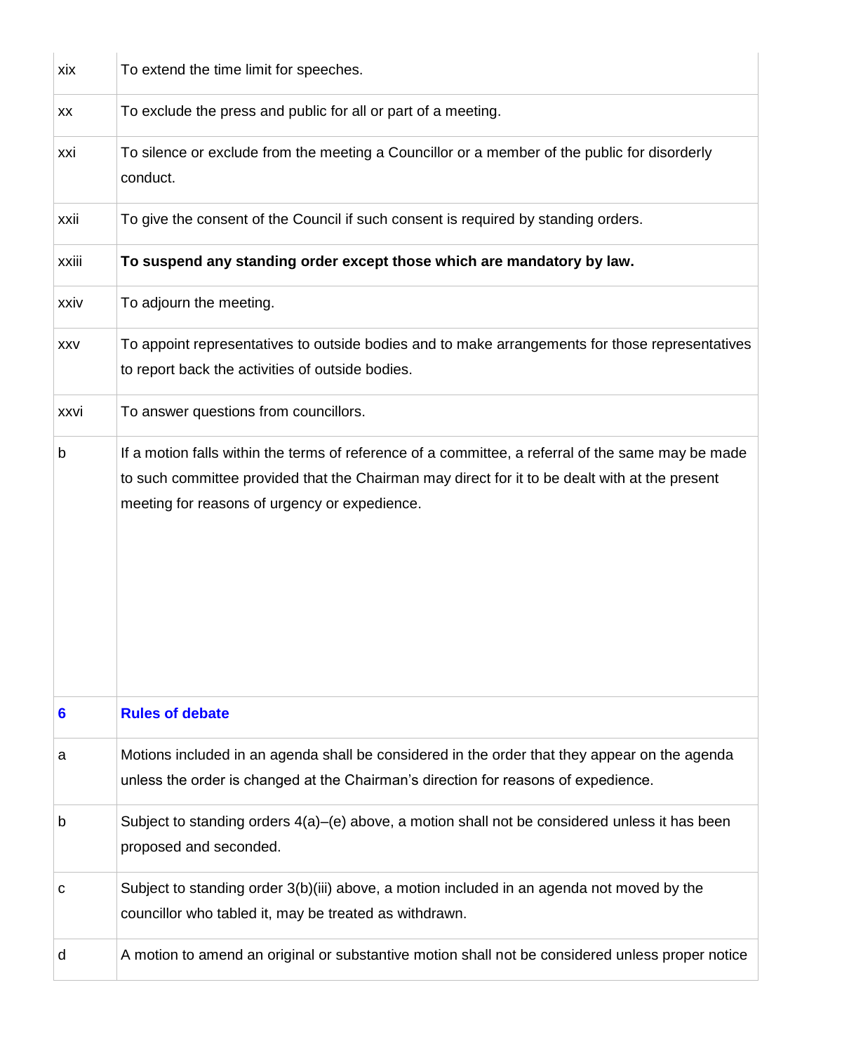| | |
|---|---|
| xix | To extend the time limit for speeches. |
| xx | To exclude the press and public for all or part of a meeting. |
| xxi | To silence or exclude from the meeting a Councillor or a member of the public for disorderly conduct. |
| xxii | To give the consent of the Council if such consent is required by standing orders. |
| xxiii | **To suspend any standing order except those which are mandatory by law.** |
| xxiv | To adjourn the meeting. |
| xxv | To appoint representatives to outside bodies and to make arrangements for those representatives to report back the activities of outside bodies. |
| xxvi | To answer questions from councillors. |
| b | If a motion falls within the terms of reference of a committee, a referral of the same may be made to such committee provided that the Chairman may direct for it to be dealt with at the present meeting for reasons of urgency or expedience. |
| **6** | **Rules of debate** |
| a | Motions included in an agenda shall be considered in the order that they appear on the agenda unless the order is changed at the Chairman's direction for reasons of expedience. |
| b | Subject to standing orders 4(a)–(e) above, a motion shall not be considered unless it has been proposed and seconded. |
| c | Subject to standing order 3(b)(iii) above, a motion included in an agenda not moved by the councillor who tabled it, may be treated as withdrawn. |
| d | A motion to amend an original or substantive motion shall not be considered unless proper notice |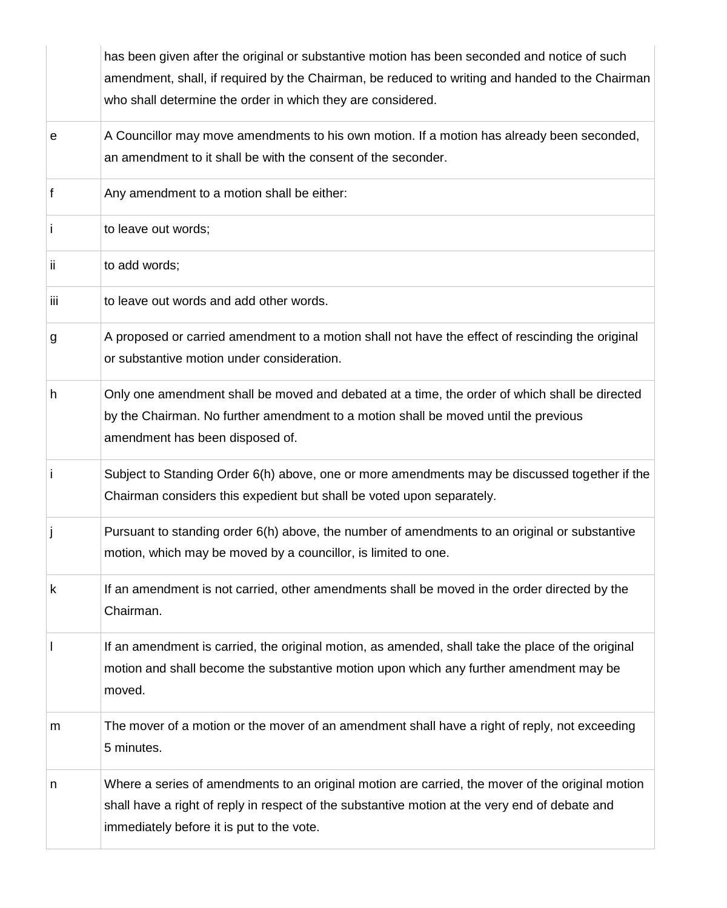| | |
|---|---|
| | has been given after the original or substantive motion has been seconded and notice of such amendment, shall, if required by the Chairman, be reduced to writing and handed to the Chairman who shall determine the order in which they are considered. |
| e | A Councillor may move amendments to his own motion. If a motion has already been seconded, an amendment to it shall be with the consent of the seconder. |
| f | Any amendment to a motion shall be either: |
| i | to leave out words; |
| ii | to add words; |
| iii | to leave out words and add other words. |
| g | A proposed or carried amendment to a motion shall not have the effect of rescinding the original or substantive motion under consideration. |
| h | Only one amendment shall be moved and debated at a time, the order of which shall be directed by the Chairman. No further amendment to a motion shall be moved until the previous amendment has been disposed of. |
| i | Subject to Standing Order 6(h) above, one or more amendments may be discussed together if the Chairman considers this expedient but shall be voted upon separately. |
| j | Pursuant to standing order 6(h) above, the number of amendments to an original or substantive motion, which may be moved by a councillor, is limited to one. |
| k | If an amendment is not carried, other amendments shall be moved in the order directed by the Chairman. |
| l | If an amendment is carried, the original motion, as amended, shall take the place of the original motion and shall become the substantive motion upon which any further amendment may be moved. |
| m | The mover of a motion or the mover of an amendment shall have a right of reply, not exceeding 5 minutes. |
| n | Where a series of amendments to an original motion are carried, the mover of the original motion shall have a right of reply in respect of the substantive motion at the very end of debate and immediately before it is put to the vote. |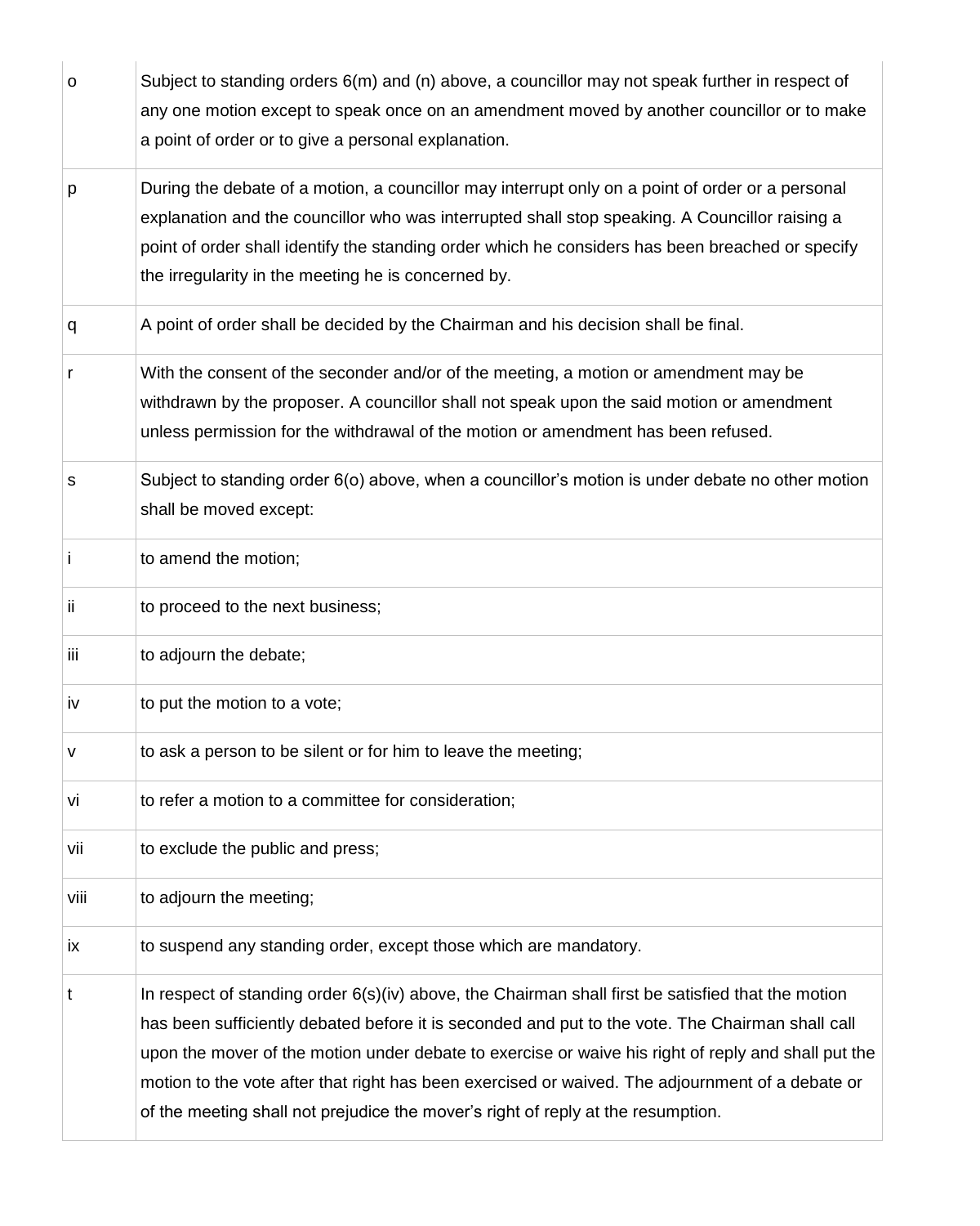| | |
|---|---|
| o | Subject to standing orders 6(m) and (n) above, a councillor may not speak further in respect of any one motion except to speak once on an amendment moved by another councillor or to make a point of order or to give a personal explanation. |
| p | During the debate of a motion, a councillor may interrupt only on a point of order or a personal explanation and the councillor who was interrupted shall stop speaking. A Councillor raising a point of order shall identify the standing order which he considers has been breached or specify the irregularity in the meeting he is concerned by. |
| q | A point of order shall be decided by the Chairman and his decision shall be final. |
| r | With the consent of the seconder and/or of the meeting, a motion or amendment may be withdrawn by the proposer. A councillor shall not speak upon the said motion or amendment unless permission for the withdrawal of the motion or amendment has been refused. |
| s | Subject to standing order 6(o) above, when a councillor's motion is under debate no other motion shall be moved except: |
| i | to amend the motion; |
| ii | to proceed to the next business; |
| iii | to adjourn the debate; |
| iv | to put the motion to a vote; |
| v | to ask a person to be silent or for him to leave the meeting; |
| vi | to refer a motion to a committee for consideration; |
| vii | to exclude the public and press; |
| viii | to adjourn the meeting; |
| ix | to suspend any standing order, except those which are mandatory. |
| t | In respect of standing order 6(s)(iv) above, the Chairman shall first be satisfied that the motion has been sufficiently debated before it is seconded and put to the vote. The Chairman shall call upon the mover of the motion under debate to exercise or waive his right of reply and shall put the motion to the vote after that right has been exercised or waived. The adjournment of a debate or of the meeting shall not prejudice the mover's right of reply at the resumption. |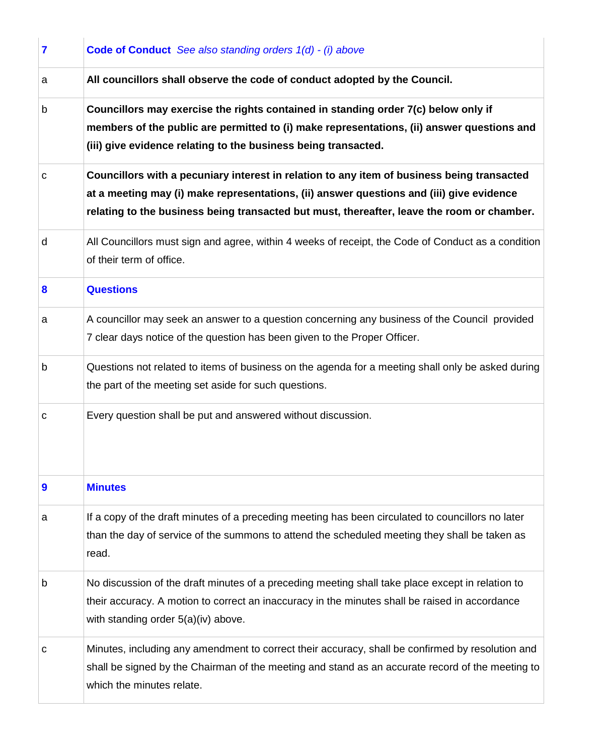| | |
|---|---|
| **7** | **Code of Conduct** *See also standing orders 1(d) - (i) above* |
| a | **All councillors shall observe the code of conduct adopted by the Council.** |
| b | **Councillors may exercise the rights contained in standing order 7(c) below only if members of the public are permitted to (i) make representations, (ii) answer questions and (iii) give evidence relating to the business being transacted.** |
| c | **Councillors with a pecuniary interest in relation to any item of business being transacted at a meeting may (i) make representations, (ii) answer questions and (iii) give evidence relating to the business being transacted but must, thereafter, leave the room or chamber.** |
| d | All Councillors must sign and agree, within 4 weeks of receipt, the Code of Conduct as a condition of their term of office. |
| **8** | **Questions** |
| a | A councillor may seek an answer to a question concerning any business of the Council provided 7 clear days notice of the question has been given to the Proper Officer. |
| b | Questions not related to items of business on the agenda for a meeting shall only be asked during the part of the meeting set aside for such questions. |
| c | Every question shall be put and answered without discussion. |
| **9** | **Minutes** |
| a | If a copy of the draft minutes of a preceding meeting has been circulated to councillors no later than the day of service of the summons to attend the scheduled meeting they shall be taken as read. |
| b | No discussion of the draft minutes of a preceding meeting shall take place except in relation to their accuracy. A motion to correct an inaccuracy in the minutes shall be raised in accordance with standing order 5(a)(iv) above. |
| c | Minutes, including any amendment to correct their accuracy, shall be confirmed by resolution and shall be signed by the Chairman of the meeting and stand as an accurate record of the meeting to which the minutes relate. |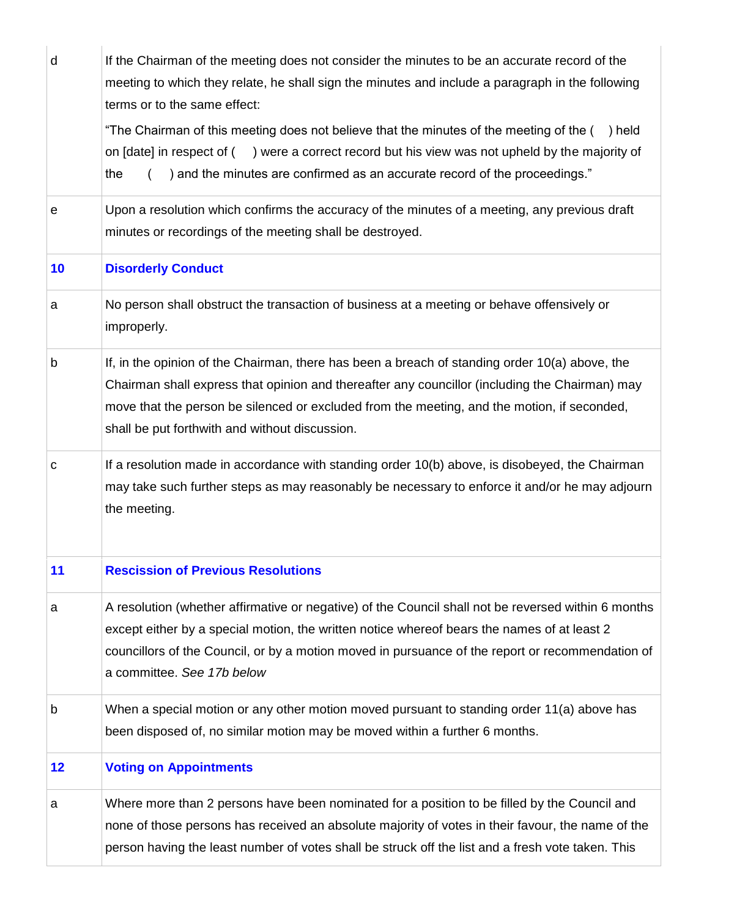| | |
|---|---|
| d | If the Chairman of the meeting does not consider the minutes to be an accurate record of the meeting to which they relate, he shall sign the minutes and include a paragraph in the following terms or to the same effect:<br>“The Chairman of this meeting does not believe that the minutes of the meeting of the ( ) held on [date] in respect of ( ) were a correct record but his view was not upheld by the majority of the ( ) and the minutes are confirmed as an accurate record of the proceedings.” |
| e | Upon a resolution which confirms the accuracy of the minutes of a meeting, any previous draft minutes or recordings of the meeting shall be destroyed. |
| **10** | **Disorderly Conduct** |
| a | No person shall obstruct the transaction of business at a meeting or behave offensively or improperly. |
| b | If, in the opinion of the Chairman, there has been a breach of standing order 10(a) above, the Chairman shall express that opinion and thereafter any councillor (including the Chairman) may move that the person be silenced or excluded from the meeting, and the motion, if seconded, shall be put forthwith and without discussion. |
| c | If a resolution made in accordance with standing order 10(b) above, is disobeyed, the Chairman may take such further steps as may reasonably be necessary to enforce it and/or he may adjourn the meeting. |
| **11** | **Rescission of Previous Resolutions** |
| a | A resolution (whether affirmative or negative) of the Council shall not be reversed within 6 months except either by a special motion, the written notice whereof bears the names of at least 2 councillors of the Council, or by a motion moved in pursuance of the report or recommendation of a committee. *See 17b below* |
| b | When a special motion or any other motion moved pursuant to standing order 11(a) above has been disposed of, no similar motion may be moved within a further 6 months. |
| **12** | **Voting on Appointments** |
| a | Where more than 2 persons have been nominated for a position to be filled by the Council and none of those persons has received an absolute majority of votes in their favour, the name of the person having the least number of votes shall be struck off the list and a fresh vote taken. This |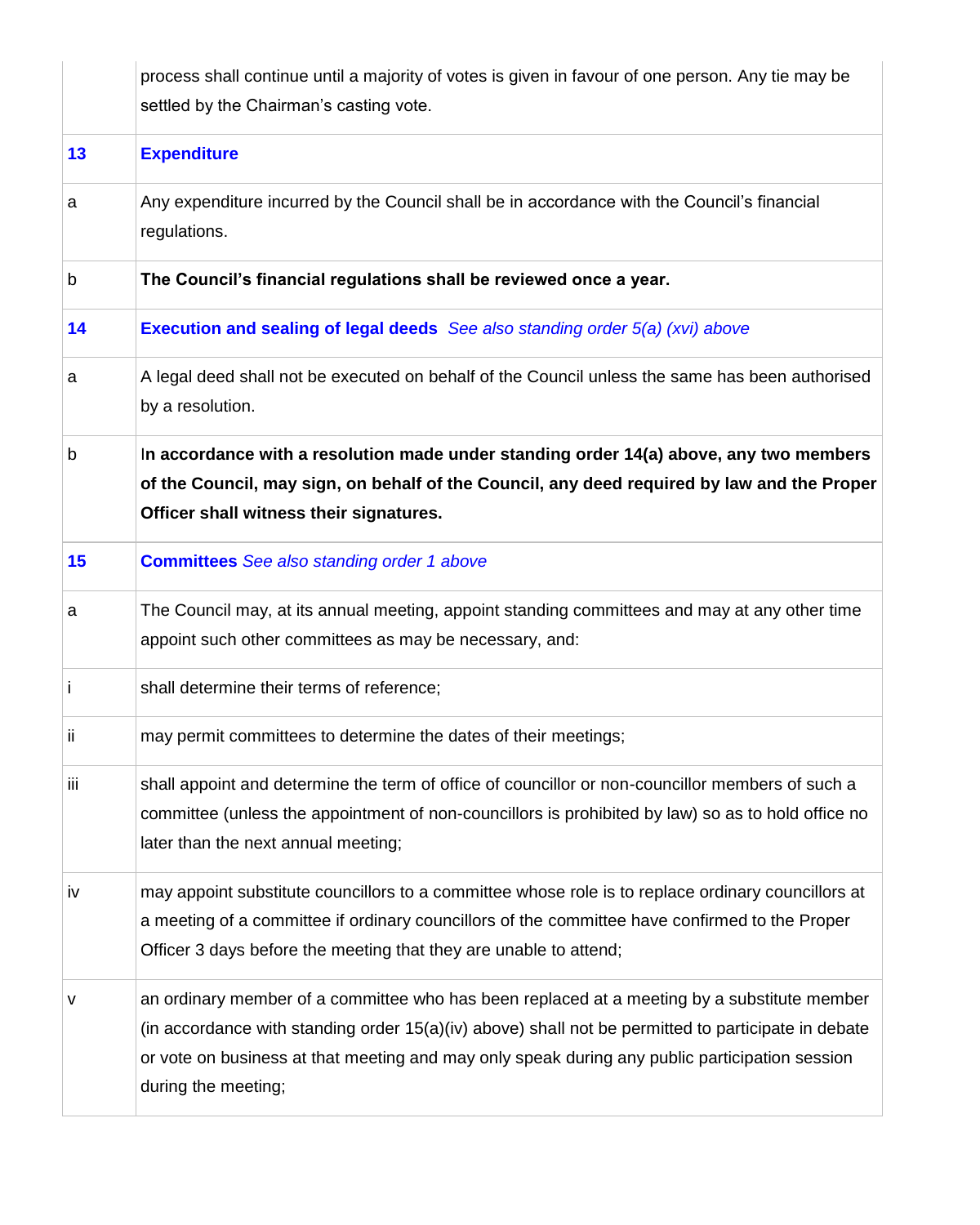| | |
|---|---|
| | process shall continue until a majority of votes is given in favour of one person. Any tie may be settled by the Chairman's casting vote. |
| **13** | **Expenditure** |
| a | Any expenditure incurred by the Council shall be in accordance with the Council's financial regulations. |
| b | **The Council's financial regulations shall be reviewed once a year.** |
| **14** | **Execution and sealing of legal deeds** *See also standing order 5(a) (xvi) above* |
| a | A legal deed shall not be executed on behalf of the Council unless the same has been authorised by a resolution. |
| b | I**n accordance with a resolution made under standing order 14(a) above, any two members of the Council, may sign, on behalf of the Council, any deed required by law and the Proper Officer shall witness their signatures.** |
| **15** | **Committees** *See also standing order 1 above* |
| a | The Council may, at its annual meeting, appoint standing committees and may at any other time appoint such other committees as may be necessary, and: |
| i | shall determine their terms of reference; |
| ii | may permit committees to determine the dates of their meetings; |
| iii | shall appoint and determine the term of office of councillor or non-councillor members of such a committee (unless the appointment of non-councillors is prohibited by law) so as to hold office no later than the next annual meeting; |
| iv | may appoint substitute councillors to a committee whose role is to replace ordinary councillors at a meeting of a committee if ordinary councillors of the committee have confirmed to the Proper Officer 3 days before the meeting that they are unable to attend; |
| v | an ordinary member of a committee who has been replaced at a meeting by a substitute member (in accordance with standing order 15(a)(iv) above) shall not be permitted to participate in debate or vote on business at that meeting and may only speak during any public participation session during the meeting; |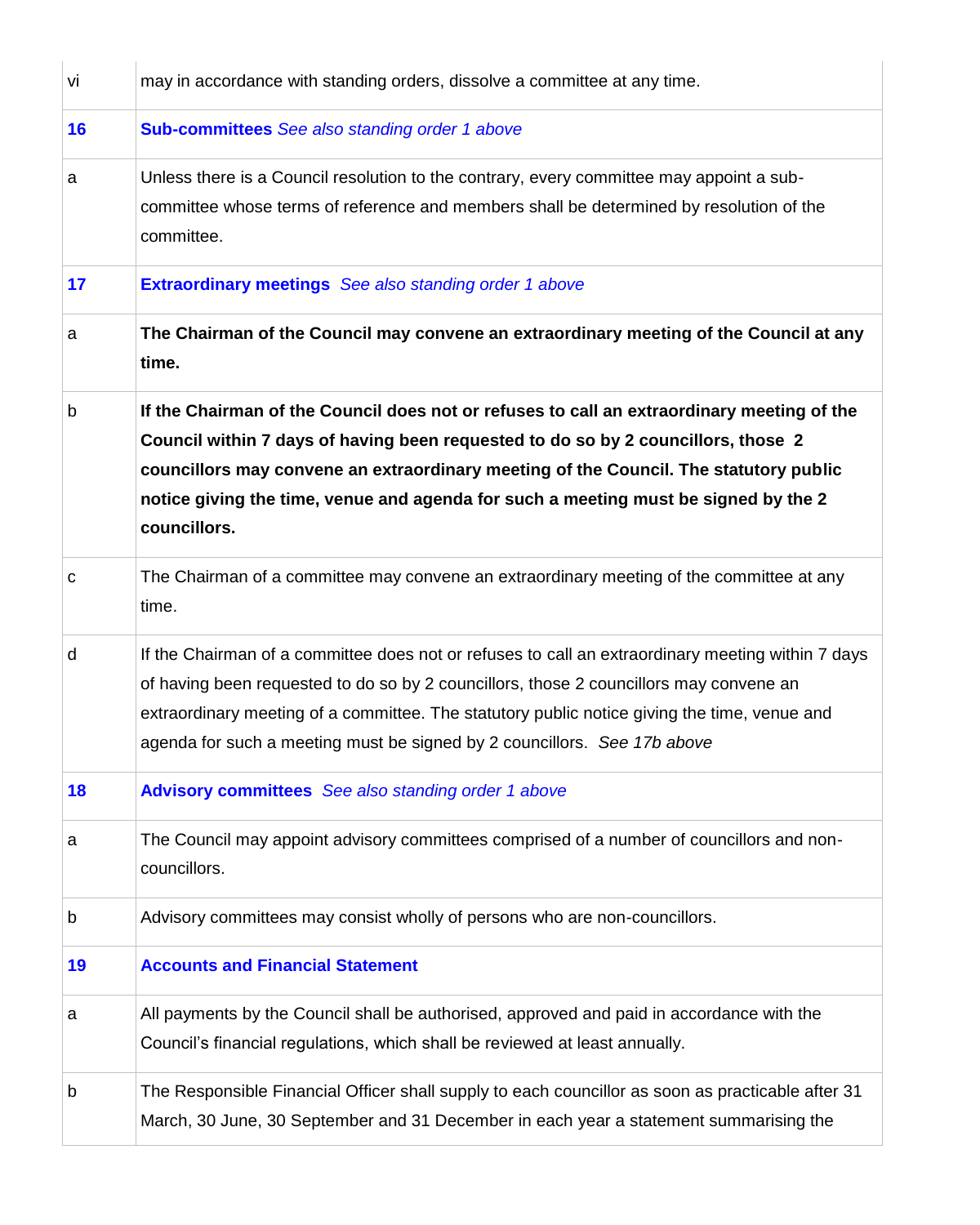| | |
|---|---|
| vi | may in accordance with standing orders, dissolve a committee at any time. |
| **16** | **Sub-committees** *See also standing order 1 above* |
| a | Unless there is a Council resolution to the contrary, every committee may appoint a sub-committee whose terms of reference and members shall be determined by resolution of the committee. |
| **17** | **Extraordinary meetings** *See also standing order 1 above* |
| a | **The Chairman of the Council may convene an extraordinary meeting of the Council at any time.** |
| b | **If the Chairman of the Council does not or refuses to call an extraordinary meeting of the Council within 7 days of having been requested to do so by 2 councillors, those 2 councillors may convene an extraordinary meeting of the Council. The statutory public notice giving the time, venue and agenda for such a meeting must be signed by the 2 councillors.** |
| c | The Chairman of a committee may convene an extraordinary meeting of the committee at any time. |
| d | If the Chairman of a committee does not or refuses to call an extraordinary meeting within 7 days of having been requested to do so by 2 councillors, those 2 councillors may convene an extraordinary meeting of a committee. The statutory public notice giving the time, venue and agenda for such a meeting must be signed by 2 councillors. *See 17b above* |
| **18** | **Advisory committees** *See also standing order 1 above* |
| a | The Council may appoint advisory committees comprised of a number of councillors and non-councillors. |
| b | Advisory committees may consist wholly of persons who are non-councillors. |
| **19** | **Accounts and Financial Statement** |
| a | All payments by the Council shall be authorised, approved and paid in accordance with the Council's financial regulations, which shall be reviewed at least annually. |
| b | The Responsible Financial Officer shall supply to each councillor as soon as practicable after 31 March, 30 June, 30 September and 31 December in each year a statement summarising the |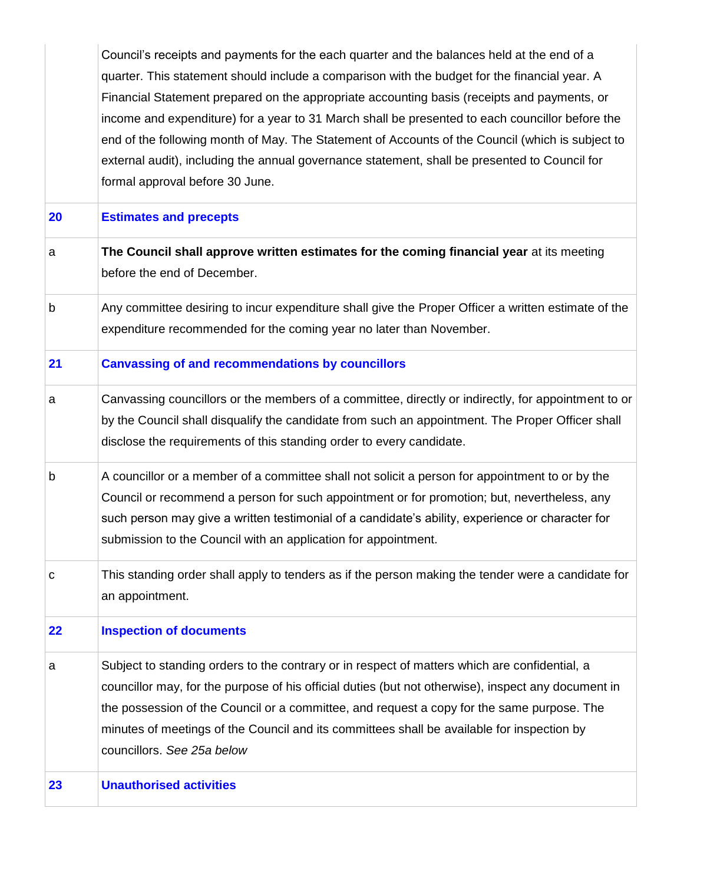| | |
|---|---|
| | Council's receipts and payments for the each quarter and the balances held at the end of a quarter. This statement should include a comparison with the budget for the financial year. A Financial Statement prepared on the appropriate accounting basis (receipts and payments, or income and expenditure) for a year to 31 March shall be presented to each councillor before the end of the following month of May. The Statement of Accounts of the Council (which is subject to external audit), including the annual governance statement, shall be presented to Council for formal approval before 30 June. |
| **20** | **Estimates and precepts** |
| a | **The Council shall approve written estimates for the coming financial year** at its meeting before the end of December. |
| b | Any committee desiring to incur expenditure shall give the Proper Officer a written estimate of the expenditure recommended for the coming year no later than November. |
| **21** | **Canvassing of and recommendations by councillors** |
| a | Canvassing councillors or the members of a committee, directly or indirectly, for appointment to or by the Council shall disqualify the candidate from such an appointment. The Proper Officer shall disclose the requirements of this standing order to every candidate. |
| b | A councillor or a member of a committee shall not solicit a person for appointment to or by the Council or recommend a person for such appointment or for promotion; but, nevertheless, any such person may give a written testimonial of a candidate's ability, experience or character for submission to the Council with an application for appointment. |
| c | This standing order shall apply to tenders as if the person making the tender were a candidate for an appointment. |
| **22** | **Inspection of documents** |
| a | Subject to standing orders to the contrary or in respect of matters which are confidential, a councillor may, for the purpose of his official duties (but not otherwise), inspect any document in the possession of the Council or a committee, and request a copy for the same purpose. The minutes of meetings of the Council and its committees shall be available for inspection by councillors. *See 25a below* |
| **23** | **Unauthorised activities** |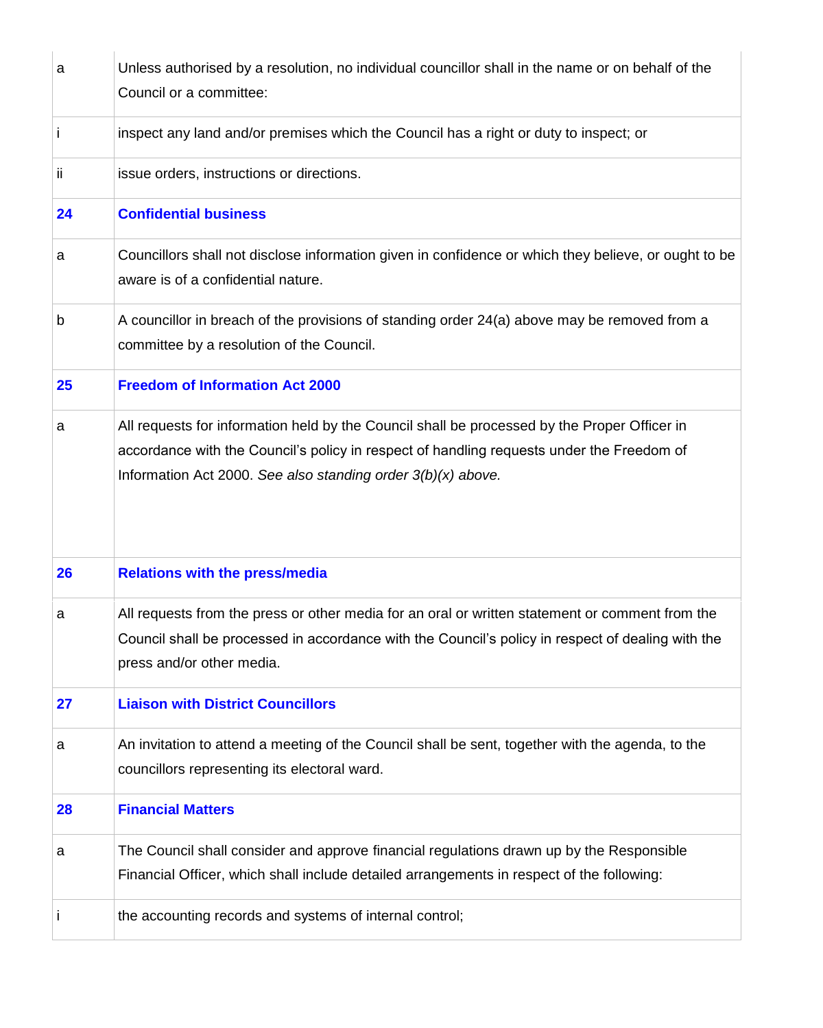| | |
|---|---|
| a | Unless authorised by a resolution, no individual councillor shall in the name or on behalf of the Council or a committee: |
| i | inspect any land and/or premises which the Council has a right or duty to inspect; or |
| ii | issue orders, instructions or directions. |
| **24** | **Confidential business** |
| a | Councillors shall not disclose information given in confidence or which they believe, or ought to be aware is of a confidential nature. |
| b | A councillor in breach of the provisions of standing order 24(a) above may be removed from a committee by a resolution of the Council. |
| **25** | **Freedom of Information Act 2000** |
| a | All requests for information held by the Council shall be processed by the Proper Officer in accordance with the Council's policy in respect of handling requests under the Freedom of Information Act 2000. *See also standing order 3(b)(x) above.* |
| **26** | **Relations with the press/media** |
| a | All requests from the press or other media for an oral or written statement or comment from the Council shall be processed in accordance with the Council's policy in respect of dealing with the press and/or other media. |
| **27** | **Liaison with District Councillors** |
| a | An invitation to attend a meeting of the Council shall be sent, together with the agenda, to the councillors representing its electoral ward. |
| **28** | **Financial Matters** |
| a | The Council shall consider and approve financial regulations drawn up by the Responsible Financial Officer, which shall include detailed arrangements in respect of the following: |
| i | the accounting records and systems of internal control; |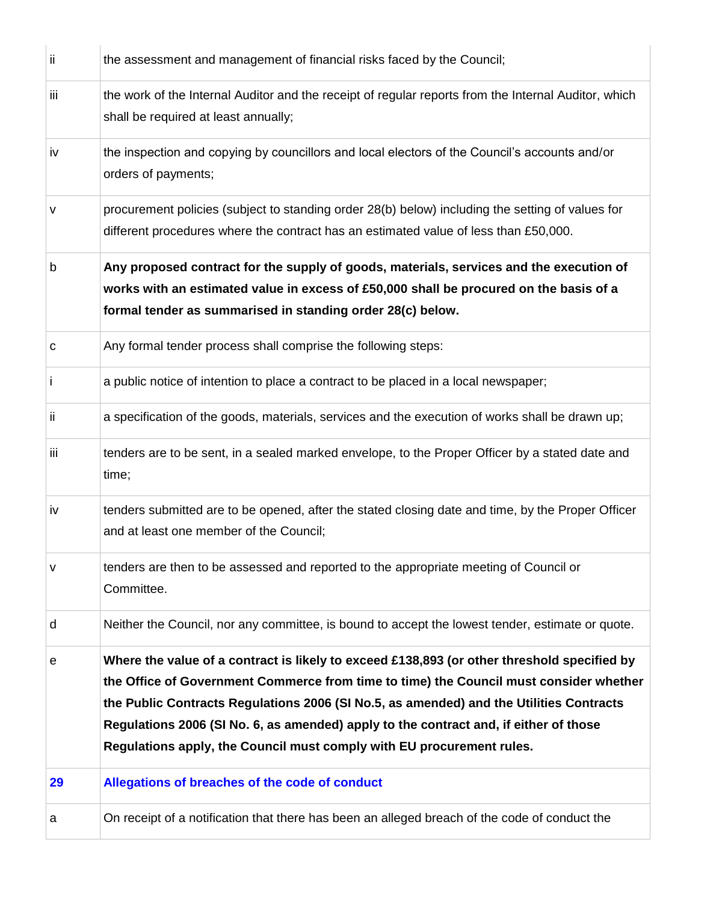| | |
|---|---|
| ii | the assessment and management of financial risks faced by the Council; |
| iii | the work of the Internal Auditor and the receipt of regular reports from the Internal Auditor, which shall be required at least annually; |
| iv | the inspection and copying by councillors and local electors of the Council's accounts and/or orders of payments; |
| v | procurement policies (subject to standing order 28(b) below) including the setting of values for different procedures where the contract has an estimated value of less than £50,000. |
| b | **Any proposed contract for the supply of goods, materials, services and the execution of works with an estimated value in excess of £50,000 shall be procured on the basis of a formal tender as summarised in standing order 28(c) below.** |
| c | Any formal tender process shall comprise the following steps: |
| i | a public notice of intention to place a contract to be placed in a local newspaper; |
| ii | a specification of the goods, materials, services and the execution of works shall be drawn up; |
| iii | tenders are to be sent, in a sealed marked envelope, to the Proper Officer by a stated date and time; |
| iv | tenders submitted are to be opened, after the stated closing date and time, by the Proper Officer and at least one member of the Council; |
| v | tenders are then to be assessed and reported to the appropriate meeting of Council or Committee. |
| d | Neither the Council, nor any committee, is bound to accept the lowest tender, estimate or quote. |
| e | **Where the value of a contract is likely to exceed £138,893 (or other threshold specified by the Office of Government Commerce from time to time) the Council must consider whether the Public Contracts Regulations 2006 (SI No.5, as amended) and the Utilities Contracts Regulations 2006 (SI No. 6, as amended) apply to the contract and, if either of those Regulations apply, the Council must comply with EU procurement rules.** |
| **29** | **Allegations of breaches of the code of conduct** |
| a | On receipt of a notification that there has been an alleged breach of the code of conduct the |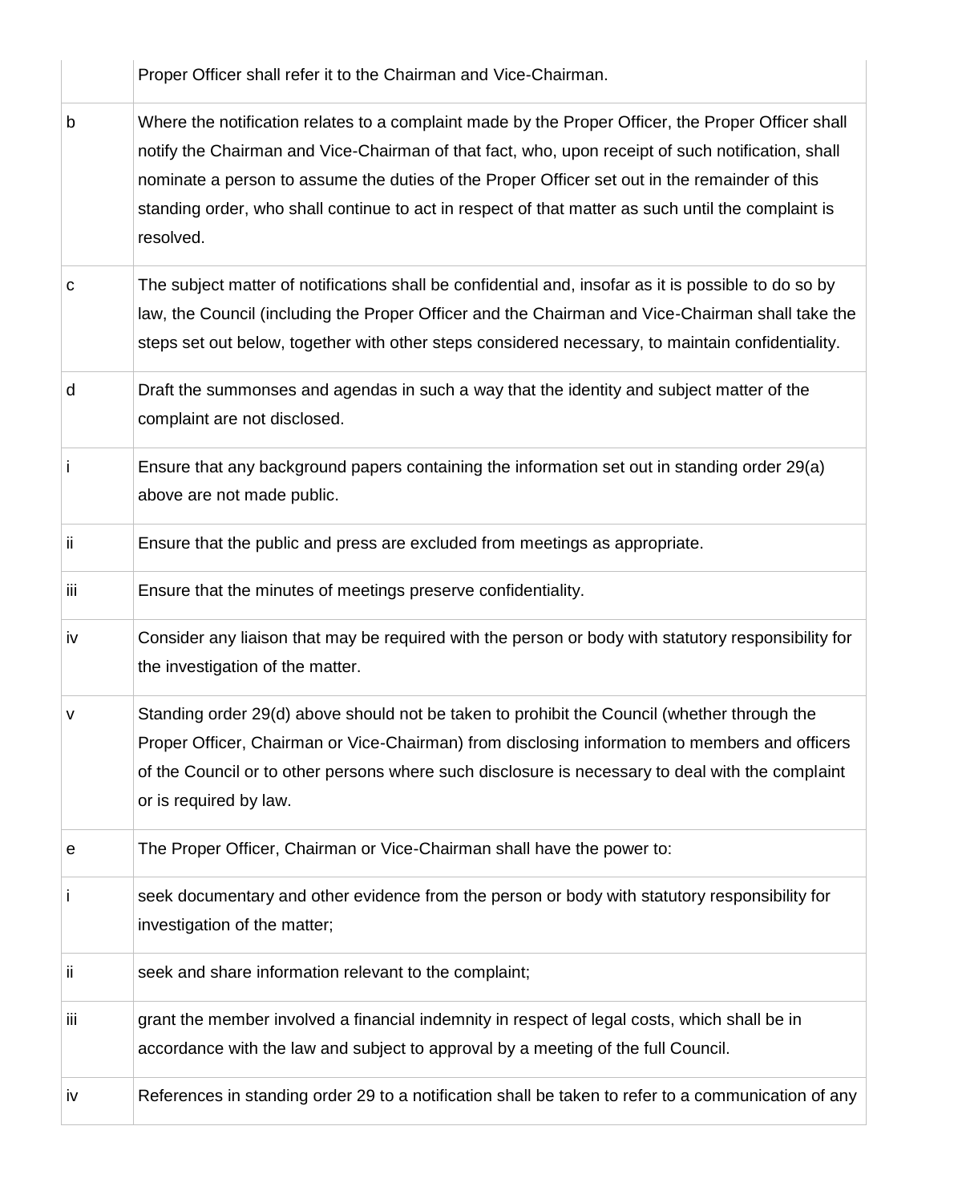| | |
|---|---|
| | Proper Officer shall refer it to the Chairman and Vice-Chairman. |
| b | Where the notification relates to a complaint made by the Proper Officer, the Proper Officer shall notify the Chairman and Vice-Chairman of that fact, who, upon receipt of such notification, shall nominate a person to assume the duties of the Proper Officer set out in the remainder of this standing order, who shall continue to act in respect of that matter as such until the complaint is resolved. |
| c | The subject matter of notifications shall be confidential and, insofar as it is possible to do so by law, the Council (including the Proper Officer and the Chairman and Vice-Chairman shall take the steps set out below, together with other steps considered necessary, to maintain confidentiality. |
| d | Draft the summonses and agendas in such a way that the identity and subject matter of the complaint are not disclosed. |
| i | Ensure that any background papers containing the information set out in standing order 29(a) above are not made public. |
| ii | Ensure that the public and press are excluded from meetings as appropriate. |
| iii | Ensure that the minutes of meetings preserve confidentiality. |
| iv | Consider any liaison that may be required with the person or body with statutory responsibility for the investigation of the matter. |
| v | Standing order 29(d) above should not be taken to prohibit the Council (whether through the Proper Officer, Chairman or Vice-Chairman) from disclosing information to members and officers of the Council or to other persons where such disclosure is necessary to deal with the complaint or is required by law. |
| e | The Proper Officer, Chairman or Vice-Chairman shall have the power to: |
| i | seek documentary and other evidence from the person or body with statutory responsibility for investigation of the matter; |
| ii | seek and share information relevant to the complaint; |
| iii | grant the member involved a financial indemnity in respect of legal costs, which shall be in accordance with the law and subject to approval by a meeting of the full Council. |
| iv | References in standing order 29 to a notification shall be taken to refer to a communication of any |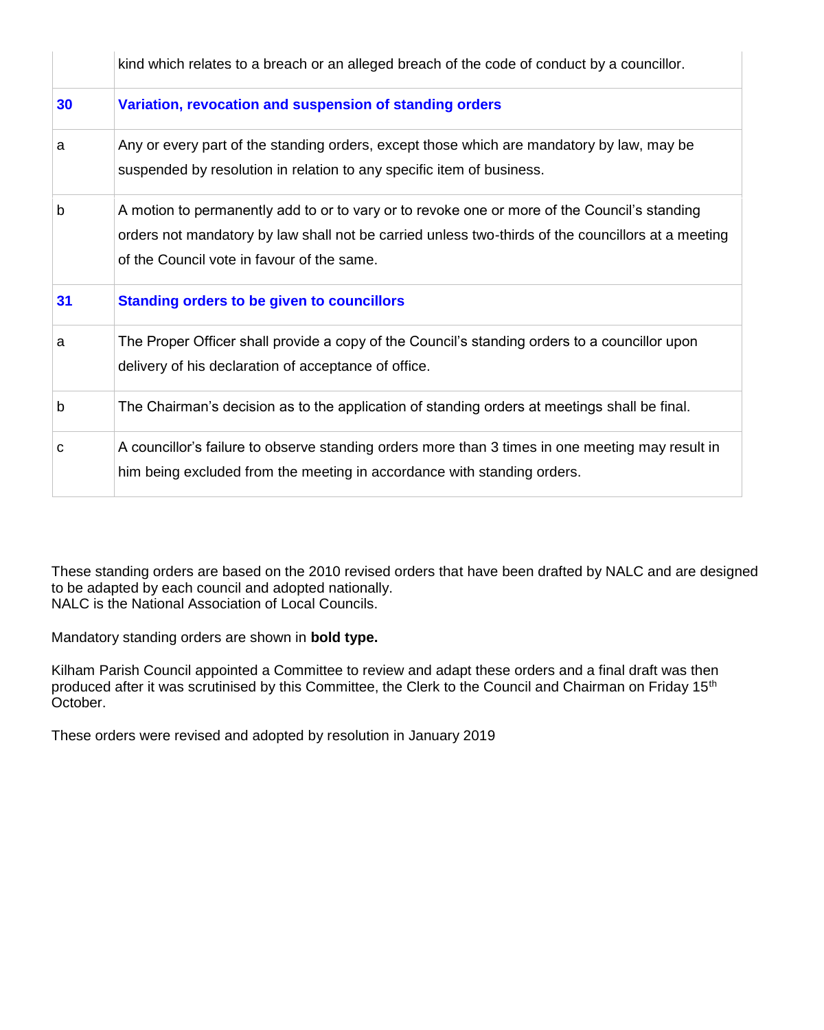| | |
|---|---|
| | kind which relates to a breach or an alleged breach of the code of conduct by a councillor. |
| **30** | **Variation, revocation and suspension of standing orders** |
| a | Any or every part of the standing orders, except those which are mandatory by law, may be suspended by resolution in relation to any specific item of business. |
| b | A motion to permanently add to or to vary or to revoke one or more of the Council's standing orders not mandatory by law shall not be carried unless two-thirds of the councillors at a meeting of the Council vote in favour of the same. |
| **31** | **Standing orders to be given to councillors** |
| a | The Proper Officer shall provide a copy of the Council's standing orders to a councillor upon delivery of his declaration of acceptance of office. |
| b | The Chairman's decision as to the application of standing orders at meetings shall be final. |
| c | A councillor's failure to observe standing orders more than 3 times in one meeting may result in him being excluded from the meeting in accordance with standing orders. |

These standing orders are based on the 2010 revised orders that have been drafted by NALC and are designed to be adapted by each council and adopted nationally.
NALC is the National Association of Local Councils.

Mandatory standing orders are shown in **bold type.**

Kilham Parish Council appointed a Committee to review and adapt these orders and a final draft was then produced after it was scrutinised by this Committee, the Clerk to the Council and Chairman on Friday 15th October.

These orders were revised and adopted by resolution in January 2019